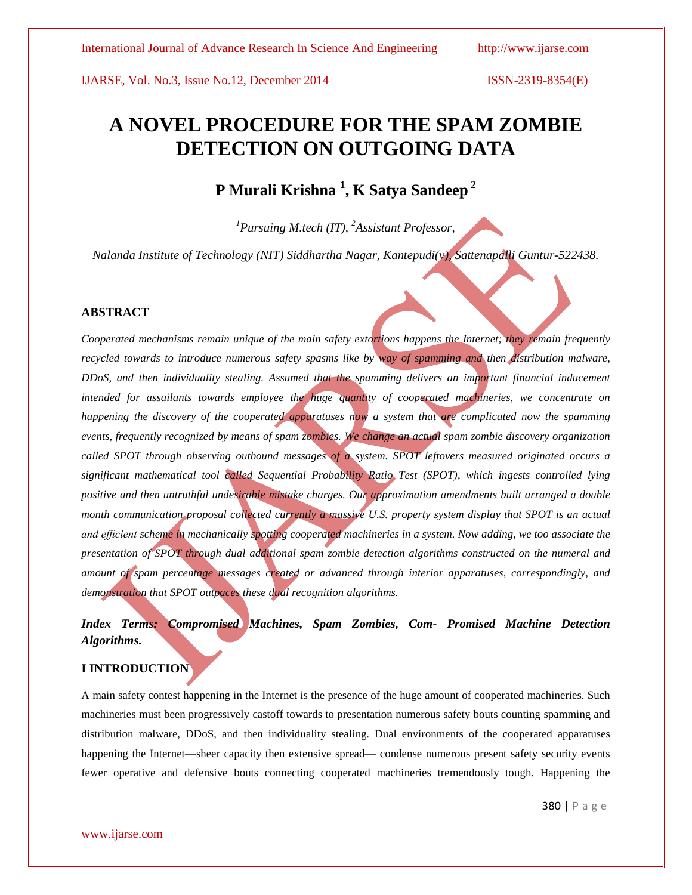# A NOVEL PROCEDURE FOR THE SPAM ZOMBIE DETECTION ON OUTGOING DATA

**P Murali Krishna [1], K Satya Sandeep [2]**

*[1]Pursuing M.tech (IT), [2]Assistant Professor,*

*Nalanda Institute of Technology (NIT) Siddhartha Nagar, Kantepudi(v), Sattenapalli Guntur-522438.*

## ABSTRACT

*Cooperated mechanisms remain unique of the main safety extortions happens the Internet; they remain frequently recycled towards to introduce numerous safety spasms like by way of spamming and then distribution malware, DDoS, and then individuality stealing. Assumed that the spamming delivers an important financial inducement intended for assailants towards employee the huge quantity of cooperated machineries, we concentrate on happening the discovery of the cooperated apparatuses now a system that are complicated now the spamming events, frequently recognized by means of spam zombies. We change an actual spam zombie discovery organization called SPOT through observing outbound messages of a system. SPOT leftovers measured originated occurs a significant mathematical tool called Sequential Probability Ratio Test (SPOT), which ingests controlled lying positive and then untruthful undesirable mistake charges. Our approximation amendments built arranged a double month communication proposal collected currently a massive U.S. property system display that SPOT is an actual and efficient scheme in mechanically spotting cooperated machineries in a system. Now adding, we too associate the presentation of SPOT through dual additional spam zombie detection algorithms constructed on the numeral and amount of spam percentage messages created or advanced through interior apparatuses, correspondingly, and demonstration that SPOT outpaces these dual recognition algorithms.*

***Index Terms: Compromised Machines, Spam Zombies, Com- Promised Machine Detection Algorithms.***

## I INTRODUCTION

A main safety contest happening in the Internet is the presence of the huge amount of cooperated machineries. Such machineries must been progressively castoff towards to presentation numerous safety bouts counting spamming and distribution malware, DDoS, and then individuality stealing. Dual environments of the cooperated apparatuses happening the Internet—sheer capacity then extensive spread— condense numerous present safety security events fewer operative and defensive bouts connecting cooperated machineries tremendously tough. Happening the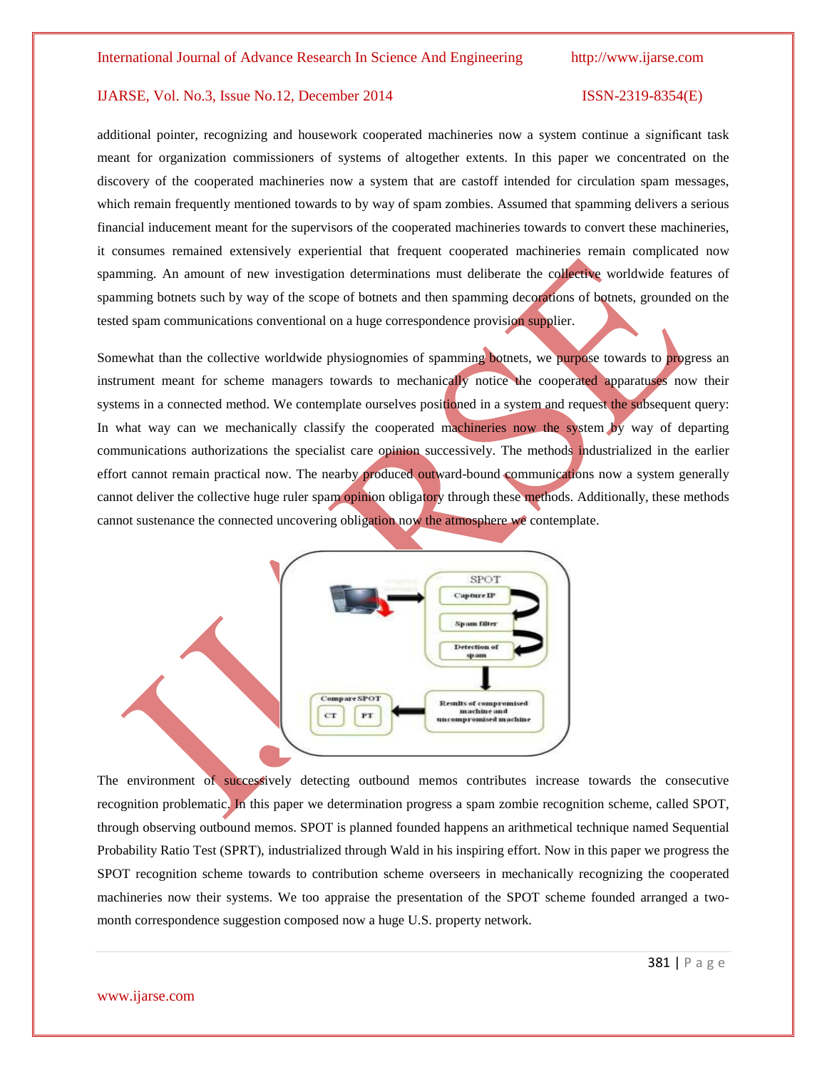additional pointer, recognizing and housework cooperated machineries now a system continue a significant task meant for organization commissioners of systems of altogether extents. In this paper we concentrated on the discovery of the cooperated machineries now a system that are castoff intended for circulation spam messages, which remain frequently mentioned towards to by way of spam zombies. Assumed that spamming delivers a serious financial inducement meant for the supervisors of the cooperated machineries towards to convert these machineries, it consumes remained extensively experiential that frequent cooperated machineries remain complicated now spamming. An amount of new investigation determinations must deliberate the collective worldwide features of spamming botnets such by way of the scope of botnets and then spamming decorations of botnets, grounded on the tested spam communications conventional on a huge correspondence provision supplier.

Somewhat than the collective worldwide physiognomies of spamming botnets, we purpose towards to progress an instrument meant for scheme managers towards to mechanically notice the cooperated apparatuses now their systems in a connected method. We contemplate ourselves positioned in a system and request the subsequent query: In what way can we mechanically classify the cooperated machineries now the system by way of departing communications authorizations the specialist care opinion successively. The methods industrialized in the earlier effort cannot remain practical now. The nearby produced outward-bound communications now a system generally cannot deliver the collective huge ruler spam opinion obligatory through these methods. Additionally, these methods cannot sustenance the connected uncovering obligation now the atmosphere we contemplate.

The environment of successively detecting outbound memos contributes increase towards the consecutive recognition problematic. In this paper we determination progress a spam zombie recognition scheme, called SPOT, through observing outbound memos. SPOT is planned founded happens an arithmetical technique named Sequential Probability Ratio Test (SPRT), industrialized through Wald in his inspiring effort. Now in this paper we progress the SPOT recognition scheme towards to contribution scheme overseers in mechanically recognizing the cooperated machineries now their systems. We too appraise the presentation of the SPOT scheme founded arranged a two-month correspondence suggestion composed now a huge U.S. property network.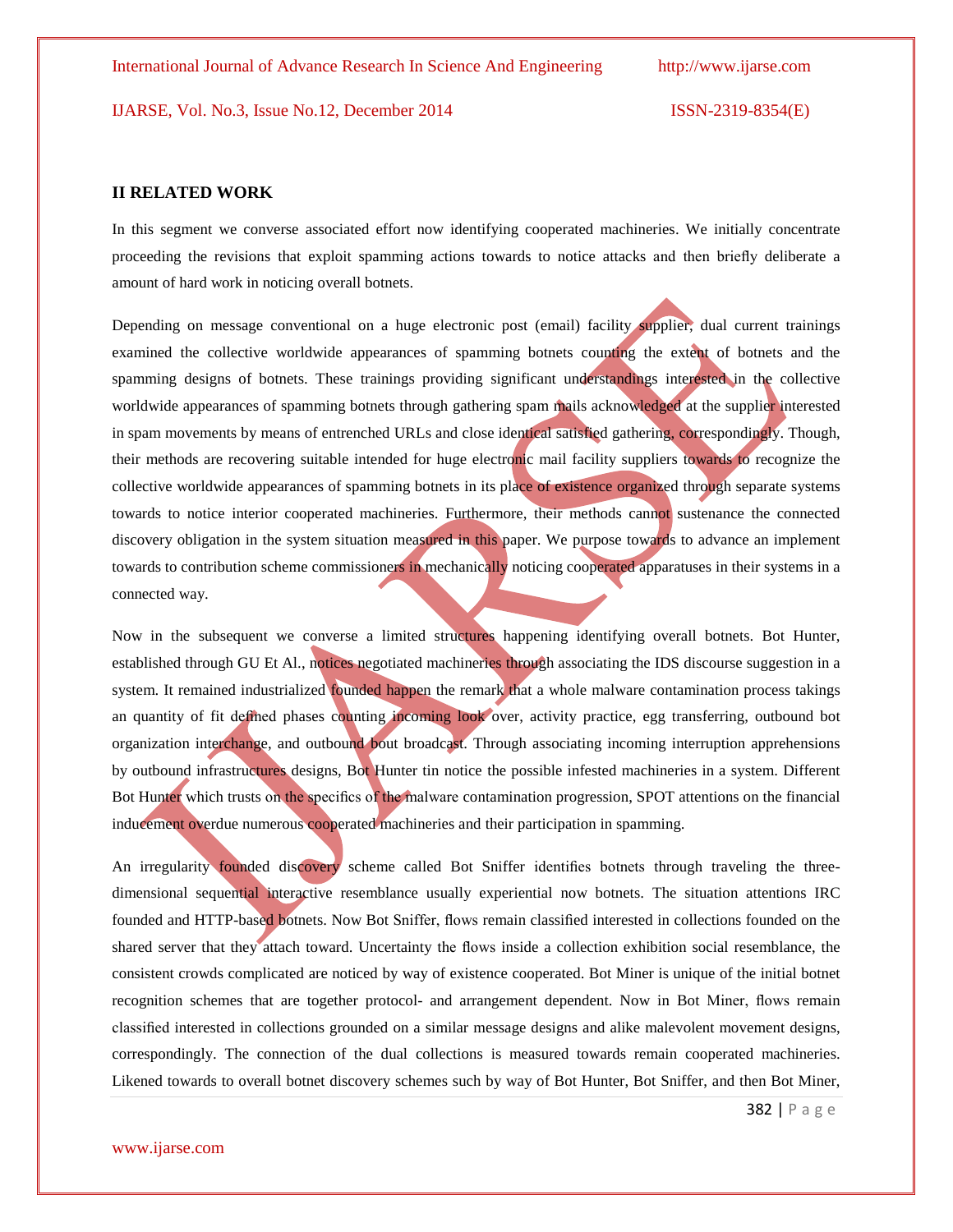## II RELATED WORK

In this segment we converse associated effort now identifying cooperated machineries. We initially concentrate proceeding the revisions that exploit spamming actions towards to notice attacks and then briefly deliberate a amount of hard work in noticing overall botnets.

Depending on message conventional on a huge electronic post (email) facility supplier, dual current trainings examined the collective worldwide appearances of spamming botnets counting the extent of botnets and the spamming designs of botnets. These trainings providing significant understandings interested in the collective worldwide appearances of spamming botnets through gathering spam mails acknowledged at the supplier interested in spam movements by means of entrenched URLs and close identical satisfied gathering, correspondingly. Though, their methods are recovering suitable intended for huge electronic mail facility suppliers towards to recognize the collective worldwide appearances of spamming botnets in its place of existence organized through separate systems towards to notice interior cooperated machineries. Furthermore, their methods cannot sustenance the connected discovery obligation in the system situation measured in this paper. We purpose towards to advance an implement towards to contribution scheme commissioners in mechanically noticing cooperated apparatuses in their systems in a connected way.

Now in the subsequent we converse a limited structures happening identifying overall botnets. Bot Hunter, established through GU Et Al., notices negotiated machineries through associating the IDS discourse suggestion in a system. It remained industrialized founded happen the remark that a whole malware contamination process takings an quantity of fit defined phases counting incoming look over, activity practice, egg transferring, outbound bot organization interchange, and outbound bout broadcast. Through associating incoming interruption apprehensions by outbound infrastructures designs, Bot Hunter tin notice the possible infested machineries in a system. Different Bot Hunter which trusts on the specifics of the malware contamination progression, SPOT attentions on the financial inducement overdue numerous cooperated machineries and their participation in spamming.

An irregularity founded discovery scheme called Bot Sniffer identifies botnets through traveling the three-dimensional sequential interactive resemblance usually experiential now botnets. The situation attentions IRC founded and HTTP-based botnets. Now Bot Sniffer, flows remain classified interested in collections founded on the shared server that they attach toward. Uncertainty the flows inside a collection exhibition social resemblance, the consistent crowds complicated are noticed by way of existence cooperated. Bot Miner is unique of the initial botnet recognition schemes that are together protocol- and arrangement dependent. Now in Bot Miner, flows remain classified interested in collections grounded on a similar message designs and alike malevolent movement designs, correspondingly. The connection of the dual collections is measured towards remain cooperated machineries. Likened towards to overall botnet discovery schemes such by way of Bot Hunter, Bot Sniffer, and then Bot Miner,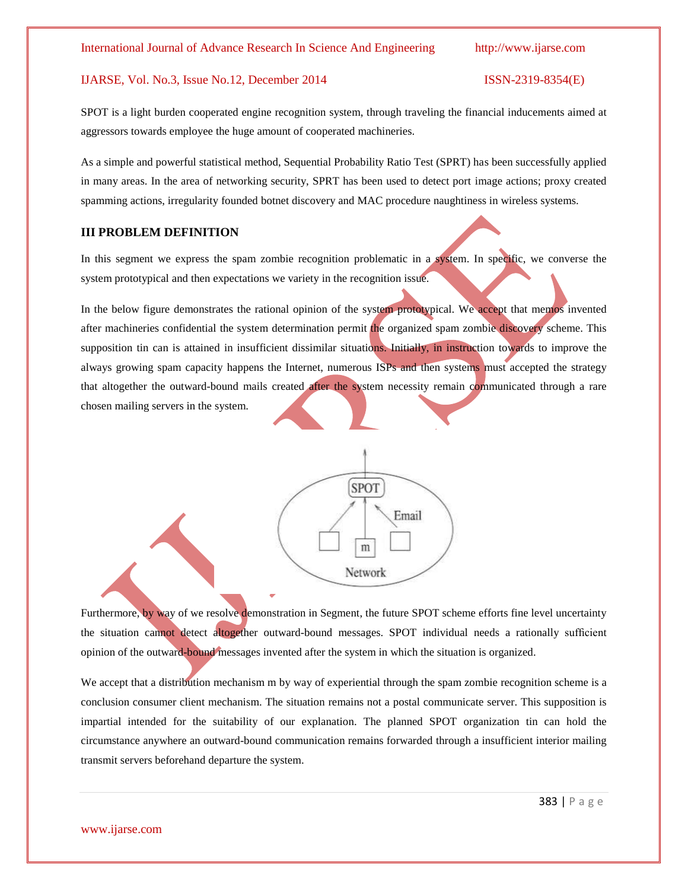SPOT is a light burden cooperated engine recognition system, through traveling the financial inducements aimed at aggressors towards employee the huge amount of cooperated machineries.

As a simple and powerful statistical method, Sequential Probability Ratio Test (SPRT) has been successfully applied in many areas. In the area of networking security, SPRT has been used to detect port image actions; proxy created spamming actions, irregularity founded botnet discovery and MAC procedure naughtiness in wireless systems.

## III PROBLEM DEFINITION

In this segment we express the spam zombie recognition problematic in a system. In specific, we converse the system prototypical and then expectations we variety in the recognition issue.

In the below figure demonstrates the rational opinion of the system prototypical. We accept that memos invented after machineries confidential the system determination permit the organized spam zombie discovery scheme. This supposition tin can is attained in insufficient dissimilar situations. Initially, in instruction towards to improve the always growing spam capacity happens the Internet, numerous ISPs and then systems must accepted the strategy that altogether the outward-bound mails created after the system necessity remain communicated through a rare chosen mailing servers in the system.

Furthermore, by way of we resolve demonstration in Segment, the future SPOT scheme efforts fine level uncertainty the situation cannot detect altogether outward-bound messages. SPOT individual needs a rationally sufficient opinion of the outward-bound messages invented after the system in which the situation is organized.

We accept that a distribution mechanism m by way of experiential through the spam zombie recognition scheme is a conclusion consumer client mechanism. The situation remains not a postal communicate server. This supposition is impartial intended for the suitability of our explanation. The planned SPOT organization tin can hold the circumstance anywhere an outward-bound communication remains forwarded through a insufficient interior mailing transmit servers beforehand departure the system.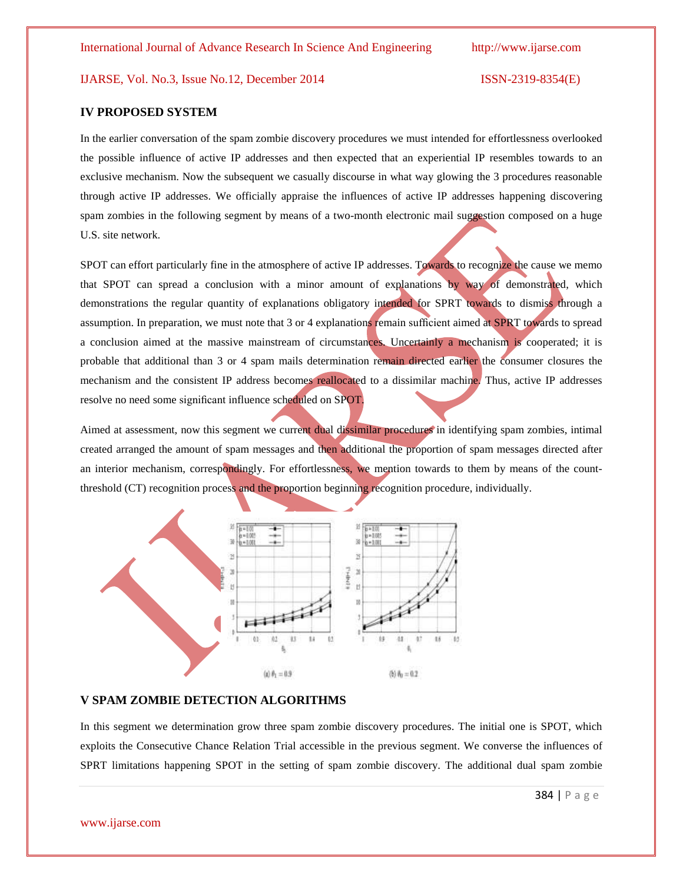## IV PROPOSED SYSTEM

In the earlier conversation of the spam zombie discovery procedures we must intended for effortlessness overlooked the possible influence of active IP addresses and then expected that an experiential IP resembles towards to an exclusive mechanism. Now the subsequent we casually discourse in what way glowing the 3 procedures reasonable through active IP addresses. We officially appraise the influences of active IP addresses happening discovering spam zombies in the following segment by means of a two-month electronic mail suggestion composed on a huge U.S. site network.

SPOT can effort particularly fine in the atmosphere of active IP addresses. Towards to recognize the cause we memo that SPOT can spread a conclusion with a minor amount of explanations by way of demonstrated, which demonstrations the regular quantity of explanations obligatory intended for SPRT towards to dismiss through a assumption. In preparation, we must note that 3 or 4 explanations remain sufficient aimed at SPRT towards to spread a conclusion aimed at the massive mainstream of circumstances. Uncertainly a mechanism is cooperated; it is probable that additional than 3 or 4 spam mails determination remain directed earlier the consumer closures the mechanism and the consistent IP address becomes reallocated to a dissimilar machine. Thus, active IP addresses resolve no need some significant influence scheduled on SPOT.

Aimed at assessment, now this segment we current dual dissimilar procedures in identifying spam zombies, intimal created arranged the amount of spam messages and then additional the proportion of spam messages directed after an interior mechanism, correspondingly. For effortlessness, we mention towards to them by means of the count-threshold (CT) recognition process and the proportion beginning recognition procedure, individually.

(a) $\theta_1 = 0.9$ (b) $\theta_0 = 0.2$

## V SPAM ZOMBIE DETECTION ALGORITHMS

In this segment we determination grow three spam zombie discovery procedures. The initial one is SPOT, which exploits the Consecutive Chance Relation Trial accessible in the previous segment. We converse the influences of SPRT limitations happening SPOT in the setting of spam zombie discovery. The additional dual spam zombie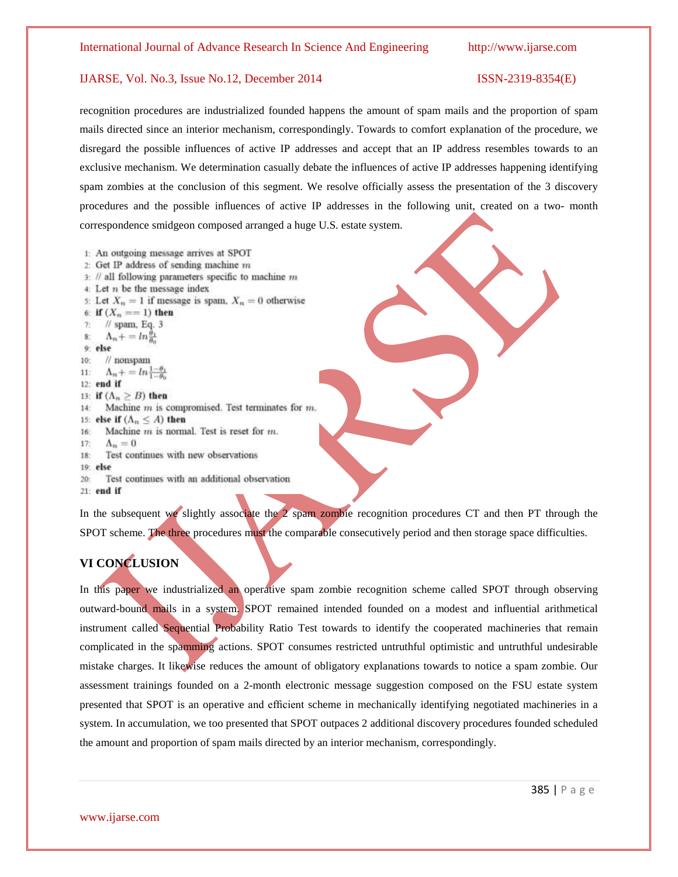recognition procedures are industrialized founded happens the amount of spam mails and the proportion of spam mails directed since an interior mechanism, correspondingly. Towards to comfort explanation of the procedure, we disregard the possible influences of active IP addresses and accept that an IP address resembles towards to an exclusive mechanism. We determination casually debate the influences of active IP addresses happening identifying spam zombies at the conclusion of this segment. We resolve officially assess the presentation of the 3 discovery procedures and the possible influences of active IP addresses in the following unit, created on a two- month correspondence smidgeon composed arranged a huge U.S. estate system.

1: An outgoing message arrives at SPOT
2: Get IP address of sending machine $m$
3: // all following parameters specific to machine $m$
4: Let $n$ be the message index
5: Let $X_n = 1$ if message is spam, $X_n = 0$ otherwise
6: **if** $(X_n == 1)$ **then**
7: // spam, Eq. 3
8: $\Lambda_n += ln\frac{\theta_1}{\theta_0}$
9: **else**
10: // nonspam
11: $\Lambda_n += ln\frac{1-\theta_1}{1-\theta_0}$
12: **end if**
13: **if** $(\Lambda_n \geq B)$ **then**
14: Machine $m$ is compromised. Test terminates for $m$.
15: **else if** $(\Lambda_n \leq A)$ **then**
16: Machine $m$ is normal. Test is reset for $m$.
17: $\Lambda_n = 0$
18: Test continues with new observations
19: **else**
20: Test continues with an additional observation
21: **end if**

In the subsequent we slightly associate the 2 spam zombie recognition procedures CT and then PT through the SPOT scheme. The three procedures must the comparable consecutively period and then storage space difficulties.

## VI CONCLUSION

In this paper we industrialized an operative spam zombie recognition scheme called SPOT through observing outward-bound mails in a system. SPOT remained intended founded on a modest and influential arithmetical instrument called Sequential Probability Ratio Test towards to identify the cooperated machineries that remain complicated in the spamming actions. SPOT consumes restricted untruthful optimistic and untruthful undesirable mistake charges. It likewise reduces the amount of obligatory explanations towards to notice a spam zombie. Our assessment trainings founded on a 2-month electronic message suggestion composed on the FSU estate system presented that SPOT is an operative and efficient scheme in mechanically identifying negotiated machineries in a system. In accumulation, we too presented that SPOT outpaces 2 additional discovery procedures founded scheduled the amount and proportion of spam mails directed by an interior mechanism, correspondingly.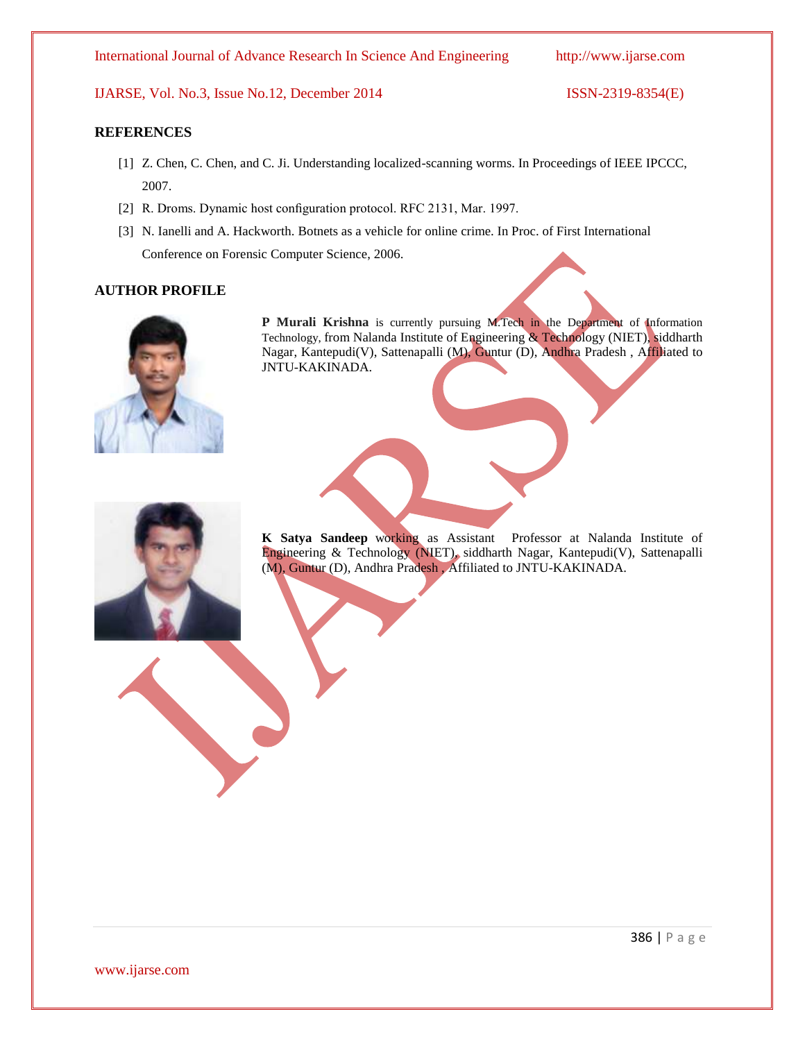## REFERENCES

[1] Z. Chen, C. Chen, and C. Ji. Understanding localized-scanning worms. In Proceedings of IEEE IPCCC, 2007.

[2] R. Droms. Dynamic host configuration protocol. RFC 2131, Mar. 1997.

[3] N. Ianelli and A. Hackworth. Botnets as a vehicle for online crime. In Proc. of First International Conference on Forensic Computer Science, 2006.

## AUTHOR PROFILE

**P Murali Krishna** is currently pursuing M.Tech in the Department of Information Technology, from Nalanda Institute of Engineering & Technology (NIET), siddharth Nagar, Kantepudi(V), Sattenapalli (M), Guntur (D), Andhra Pradesh , Affiliated to JNTU-KAKINADA.

**K Satya Sandeep** working as Assistant Professor at Nalanda Institute of Engineering & Technology (NIET), siddharth Nagar, Kantepudi(V), Sattenapalli (M), Guntur (D), Andhra Pradesh , Affiliated to JNTU-KAKINADA.